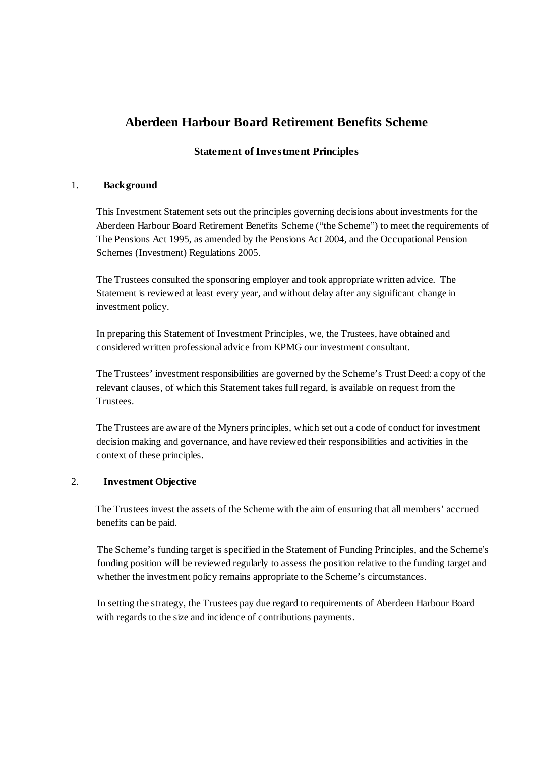# Aberdeen Harbour Board Retirement Benefits Scheme

## Statement of Investment Principles

### 1. Background

This Investment Statement sets out the principles governing decisions about investments for the Aberdeen Harbour Board Retirement Benefits Scheme ("the Scheme") to meet the requirements of The Pensions Act 1995, as amended by the Pensions Act 2004, and the Occupational Pension Schemes (Investment) Regulations 2005.

The Trustees consulted the sponsoring employer and took appropriate written advice. The Statement is reviewed at least every year, and without delay after any significant change in investment policy.

In preparing this Statement of Investment Principles, we, the Trustees, have obtained and considered written professional advice from KPMG our investment consultant.

The Trustees' investment responsibilities are governed by the Scheme's Trust Deed: a copy of the relevant clauses, of which this Statement takes full regard, is available on request from the Trustees.

The Trustees are aware of the Myners principles, which set out a code of conduct for investment decision making and governance, and have reviewed their responsibilities and activities in the context of these principles.

### 2. Investment Objective

The Trustees invest the assets of the Scheme with the aim of ensuring that all members' accrued benefits can be paid.

The Scheme's funding target is specified in the Statement of Funding Principles, and the Scheme's funding position will be reviewed regularly to assess the position relative to the funding target and whether the investment policy remains appropriate to the Scheme's circumstances.

In setting the strategy, the Trustees pay due regard to requirements of Aberdeen Harbour Board with regards to the size and incidence of contributions payments.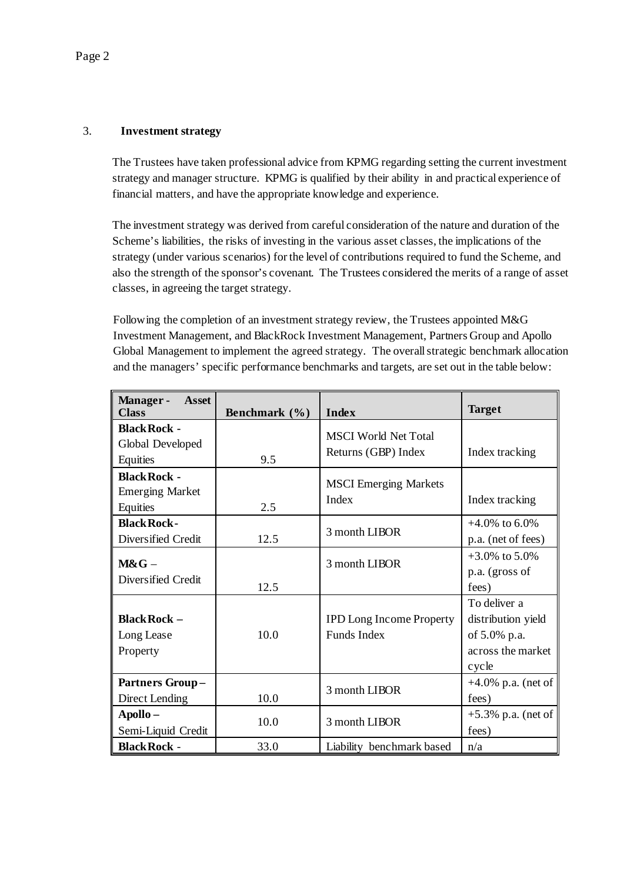## 3. Investment strategy

The Trustees have taken professional advice from KPMG regarding setting the current investment strategy and manager structure. KPMG is qualified by their ability in and practical experience of financial matters, and have the appropriate knowledge and experience.

The investment strategy was derived from careful consideration of the nature and duration of the Scheme's liabilities, the risks of investing in the various asset classes, the implications of the strategy (under various scenarios) for the level of contributions required to fund the Scheme, and also the strength of the sponsor's covenant. The Trustees considered the merits of a range of asset classes, in agreeing the target strategy.

Following the completion of an investment strategy review, the Trustees appointed M&G Investment Management, and BlackRock Investment Management, Partners Group and Apollo Global Management to implement the agreed strategy. The overall strategic benchmark allocation and the managers' specific performance benchmarks and targets, are set out in the table below:

| **Manager - Asset Class** | **Benchmark (%)** | **Index** | **Target** |
|---|---|---|---|
| **BlackRock -** Global Developed Equities | 9.5 | MSCI World Net Total Returns (GBP) Index | Index tracking |
| **BlackRock -** Emerging Market Equities | 2.5 | MSCI Emerging Markets Index | Index tracking |
| **BlackRock-** Diversified Credit | 12.5 | 3 month LIBOR | +4.0% to 6.0% p.a. (net of fees) |
| **M&G** – Diversified Credit | 12.5 | 3 month LIBOR | +3.0% to 5.0% p.a. (gross of fees) |
| **BlackRock –** Long Lease Property | 10.0 | IPD Long Income Property Funds Index | To deliver a distribution yield of 5.0% p.a. across the market cycle |
| **Partners Group –** Direct Lending | 10.0 | 3 month LIBOR | +4.0% p.a. (net of fees) |
| **Apollo –** Semi-Liquid Credit | 10.0 | 3 month LIBOR | +5.3% p.a. (net of fees) |
| **BlackRock -** | 33.0 | Liability benchmark based | n/a |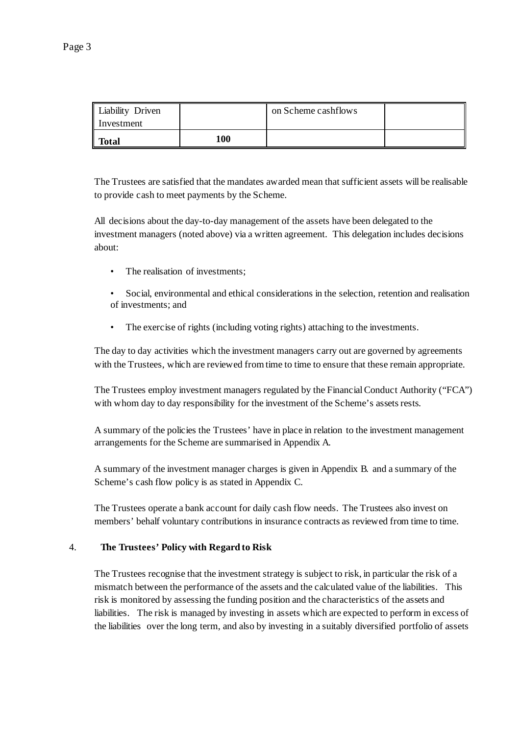| | | | |
|---|---|---|---|
| Liability Driven Investment | | on Scheme cashflows | |
| **Total** | **100** | | |

The Trustees are satisfied that the mandates awarded mean that sufficient assets will be realisable to provide cash to meet payments by the Scheme.

All decisions about the day-to-day management of the assets have been delegated to the investment managers (noted above) via a written agreement. This delegation includes decisions about:

- The realisation of investments;
- Social, environmental and ethical considerations in the selection, retention and realisation of investments; and
- The exercise of rights (including voting rights) attaching to the investments.

The day to day activities which the investment managers carry out are governed by agreements with the Trustees, which are reviewed from time to time to ensure that these remain appropriate.

The Trustees employ investment managers regulated by the Financial Conduct Authority ("FCA") with whom day to day responsibility for the investment of the Scheme's assets rests.

A summary of the policies the Trustees' have in place in relation to the investment management arrangements for the Scheme are summarised in Appendix A.

A summary of the investment manager charges is given in Appendix B. and a summary of the Scheme's cash flow policy is as stated in Appendix C.

The Trustees operate a bank account for daily cash flow needs. The Trustees also invest on members' behalf voluntary contributions in insurance contracts as reviewed from time to time.

## 4. The Trustees' Policy with Regard to Risk

The Trustees recognise that the investment strategy is subject to risk, in particular the risk of a mismatch between the performance of the assets and the calculated value of the liabilities. This risk is monitored by assessing the funding position and the characteristics of the assets and liabilities. The risk is managed by investing in assets which are expected to perform in excess of the liabilities over the long term, and also by investing in a suitably diversified portfolio of assets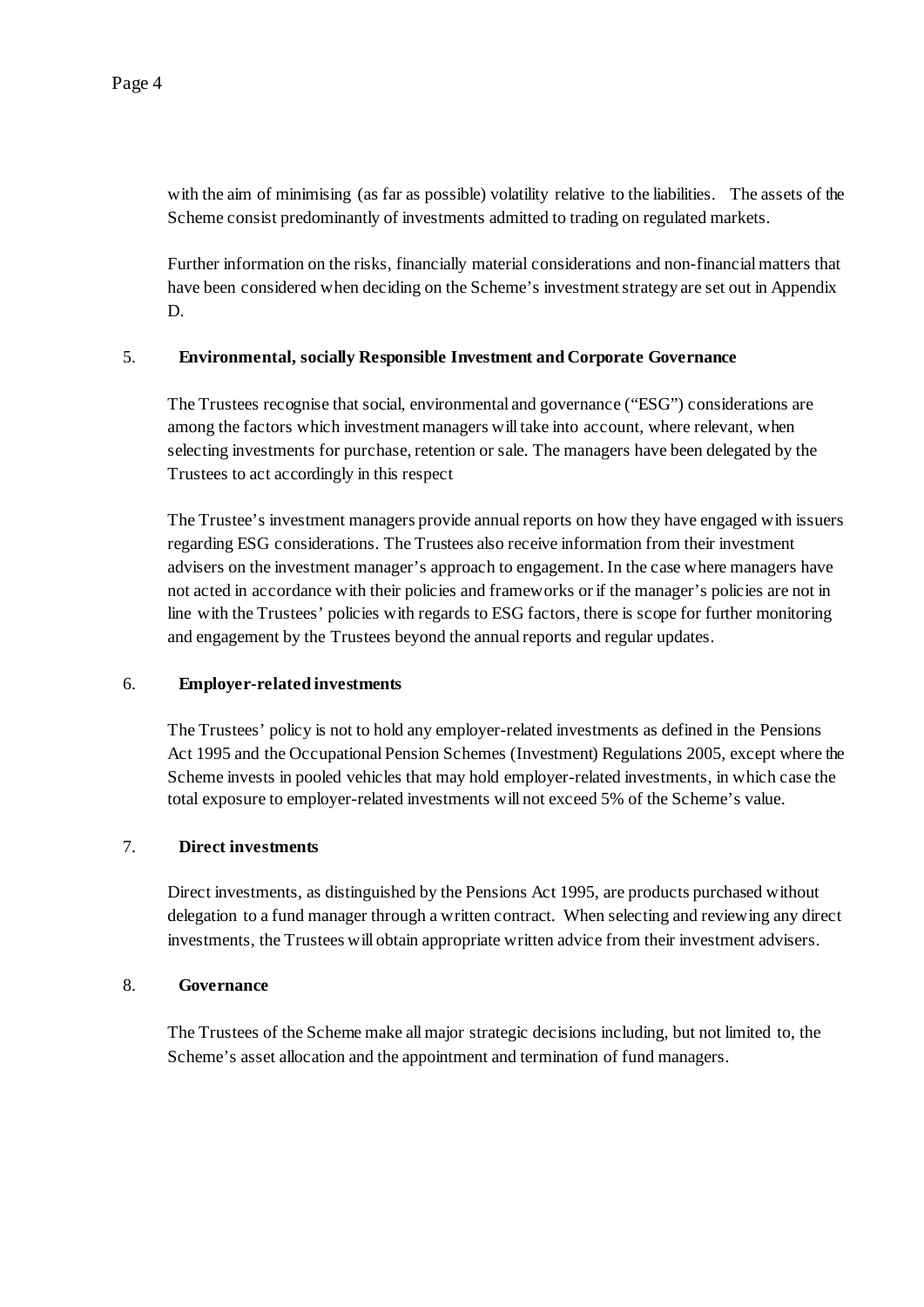with the aim of minimising (as far as possible) volatility relative to the liabilities. The assets of the Scheme consist predominantly of investments admitted to trading on regulated markets.

Further information on the risks, financially material considerations and non-financial matters that have been considered when deciding on the Scheme's investment strategy are set out in Appendix D.

## 5. Environmental, socially Responsible Investment and Corporate Governance

The Trustees recognise that social, environmental and governance ("ESG") considerations are among the factors which investment managers will take into account, where relevant, when selecting investments for purchase, retention or sale. The managers have been delegated by the Trustees to act accordingly in this respect

The Trustee's investment managers provide annual reports on how they have engaged with issuers regarding ESG considerations. The Trustees also receive information from their investment advisers on the investment manager's approach to engagement. In the case where managers have not acted in accordance with their policies and frameworks or if the manager's policies are not in line with the Trustees' policies with regards to ESG factors, there is scope for further monitoring and engagement by the Trustees beyond the annual reports and regular updates.

## 6. Employer-related investments

The Trustees' policy is not to hold any employer-related investments as defined in the Pensions Act 1995 and the Occupational Pension Schemes (Investment) Regulations 2005, except where the Scheme invests in pooled vehicles that may hold employer-related investments, in which case the total exposure to employer-related investments will not exceed 5% of the Scheme's value.

## 7. Direct investments

Direct investments, as distinguished by the Pensions Act 1995, are products purchased without delegation to a fund manager through a written contract. When selecting and reviewing any direct investments, the Trustees will obtain appropriate written advice from their investment advisers.

## 8. Governance

The Trustees of the Scheme make all major strategic decisions including, but not limited to, the Scheme's asset allocation and the appointment and termination of fund managers.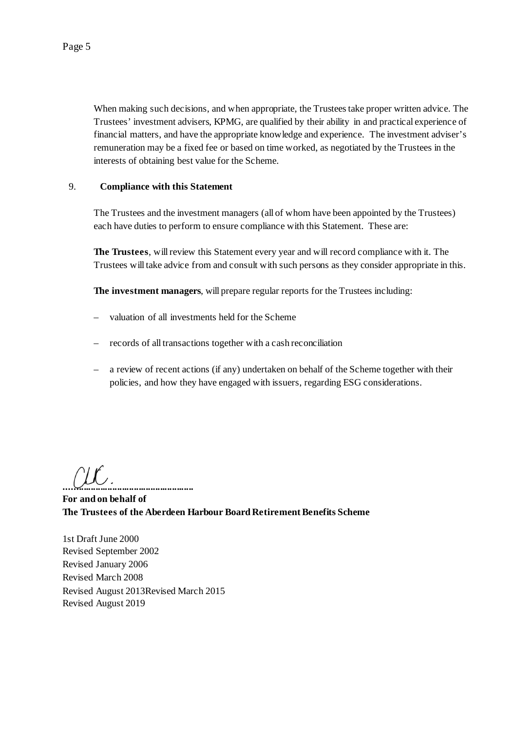When making such decisions, and when appropriate, the Trustees take proper written advice. The Trustees' investment advisers, KPMG, are qualified by their ability in and practical experience of financial matters, and have the appropriate knowledge and experience. The investment adviser's remuneration may be a fixed fee or based on time worked, as negotiated by the Trustees in the interests of obtaining best value for the Scheme.

## 9. Compliance with this Statement

The Trustees and the investment managers (all of whom have been appointed by the Trustees) each have duties to perform to ensure compliance with this Statement. These are:

**The Trustees**, will review this Statement every year and will record compliance with it. The Trustees will take advice from and consult with such persons as they consider appropriate in this.

**The investment managers**, will prepare regular reports for the Trustees including:

– valuation of all investments held for the Scheme

– records of all transactions together with a cash reconciliation

– a review of recent actions (if any) undertaken on behalf of the Scheme together with their policies, and how they have engaged with issuers, regarding ESG considerations.

……………………………………………

**For and on behalf of**
**The Trustees of the Aberdeen Harbour Board Retirement Benefits Scheme**

1st Draft June 2000
Revised September 2002
Revised January 2006
Revised March 2008
Revised August 2013Revised March 2015
Revised August 2019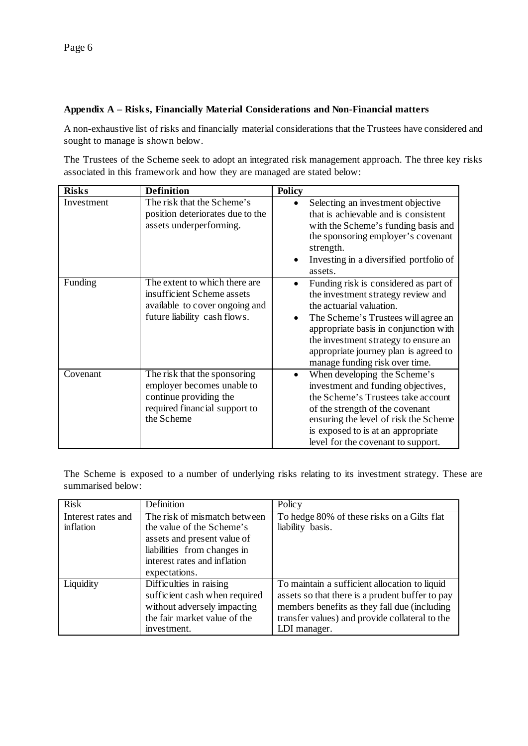## Appendix A – Risks, Financially Material Considerations and Non-Financial matters

A non-exhaustive list of risks and financially material considerations that the Trustees have considered and sought to manage is shown below.

The Trustees of the Scheme seek to adopt an integrated risk management approach. The three key risks associated in this framework and how they are managed are stated below:

| Risks | Definition | Policy |
|---|---|---|
| Investment | The risk that the Scheme's position deteriorates due to the assets underperforming. | • Selecting an investment objective that is achievable and is consistent with the Scheme's funding basis and the sponsoring employer's covenant strength.<br>• Investing in a diversified portfolio of assets. |
| Funding | The extent to which there are insufficient Scheme assets available to cover ongoing and future liability cash flows. | • Funding risk is considered as part of the investment strategy review and the actuarial valuation.<br>• The Scheme's Trustees will agree an appropriate basis in conjunction with the investment strategy to ensure an appropriate journey plan is agreed to manage funding risk over time. |
| Covenant | The risk that the sponsoring employer becomes unable to continue providing the required financial support to the Scheme | • When developing the Scheme's investment and funding objectives, the Scheme's Trustees take account of the strength of the covenant ensuring the level of risk the Scheme is exposed to is at an appropriate level for the covenant to support. |

The Scheme is exposed to a number of underlying risks relating to its investment strategy. These are summarised below:

| Risk | Definition | Policy |
|---|---|---|
| Interest rates and inflation | The risk of mismatch between the value of the Scheme's assets and present value of liabilities from changes in interest rates and inflation expectations. | To hedge 80% of these risks on a Gilts flat liability basis. |
| Liquidity | Difficulties in raising sufficient cash when required without adversely impacting the fair market value of the investment. | To maintain a sufficient allocation to liquid assets so that there is a prudent buffer to pay members benefits as they fall due (including transfer values) and provide collateral to the LDI manager. |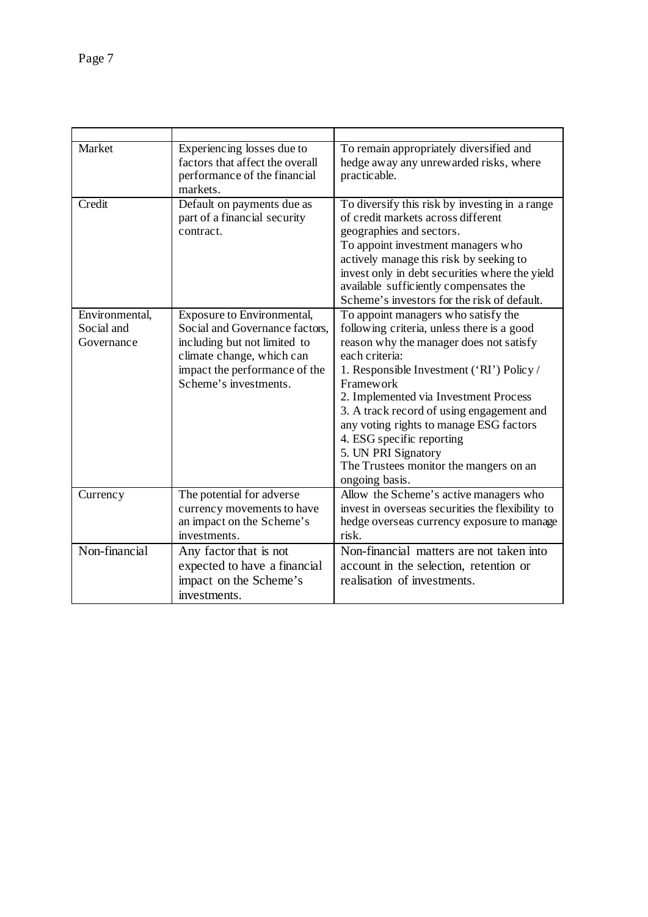| | | |
|---|---|---|
| Market | Experiencing losses due to factors that affect the overall performance of the financial markets. | To remain appropriately diversified and hedge away any unrewarded risks, where practicable. |
| Credit | Default on payments due as part of a financial security contract. | To diversify this risk by investing in a range of credit markets across different geographies and sectors.<br>To appoint investment managers who actively manage this risk by seeking to invest only in debt securities where the yield available sufficiently compensates the Scheme's investors for the risk of default. |
| Environmental, Social and Governance | Exposure to Environmental, Social and Governance factors, including but not limited to climate change, which can impact the performance of the Scheme's investments. | To appoint managers who satisfy the following criteria, unless there is a good reason why the manager does not satisfy each criteria:<br>1. Responsible Investment ('RI') Policy / Framework<br>2. Implemented via Investment Process<br>3. A track record of using engagement and any voting rights to manage ESG factors<br>4. ESG specific reporting<br>5. UN PRI Signatory<br>The Trustees monitor the mangers on an ongoing basis. |
| Currency | The potential for adverse currency movements to have an impact on the Scheme's investments. | Allow the Scheme's active managers who invest in overseas securities the flexibility to hedge overseas currency exposure to manage risk. |
| Non-financial | Any factor that is not expected to have a financial impact on the Scheme's investments. | Non-financial matters are not taken into account in the selection, retention or realisation of investments. |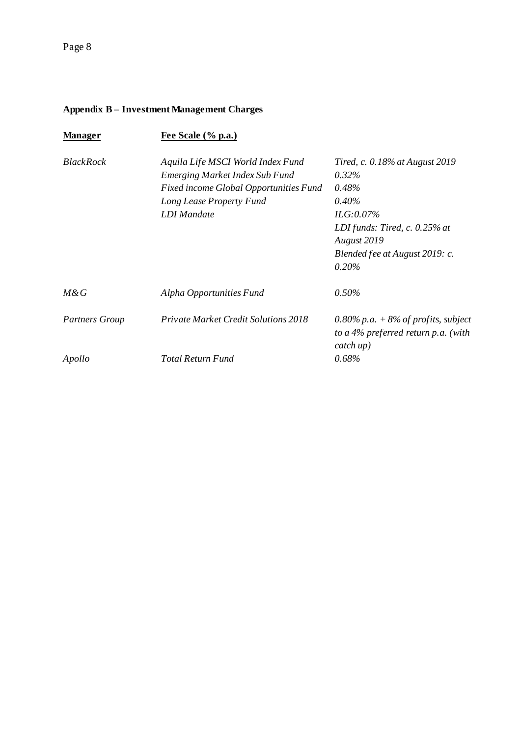## Appendix B – Investment Management Charges

| Manager | Fee Scale (% p.a.) | |
|---|---|---|
| *BlackRock* | *Aquila Life MSCI World Index Fund* | *Tired, c. 0.18% at August 2019* |
| | *Emerging Market Index Sub Fund* | *0.32%* |
| | *Fixed income Global Opportunities Fund* | *0.48%* |
| | *Long Lease Property Fund* | *0.40%* |
| | *LDI Mandate* | *ILG:0.07%* <br> *LDI funds: Tired, c. 0.25% at August 2019* <br> *Blended fee at August 2019: c. 0.20%* |
| *M&G* | *Alpha Opportunities Fund* | *0.50%* |
| *Partners Group* | *Private Market Credit Solutions 2018* | *0.80% p.a. + 8% of profits, subject to a 4% preferred return p.a. (with catch up)* |
| *Apollo* | *Total Return Fund* | *0.68%* |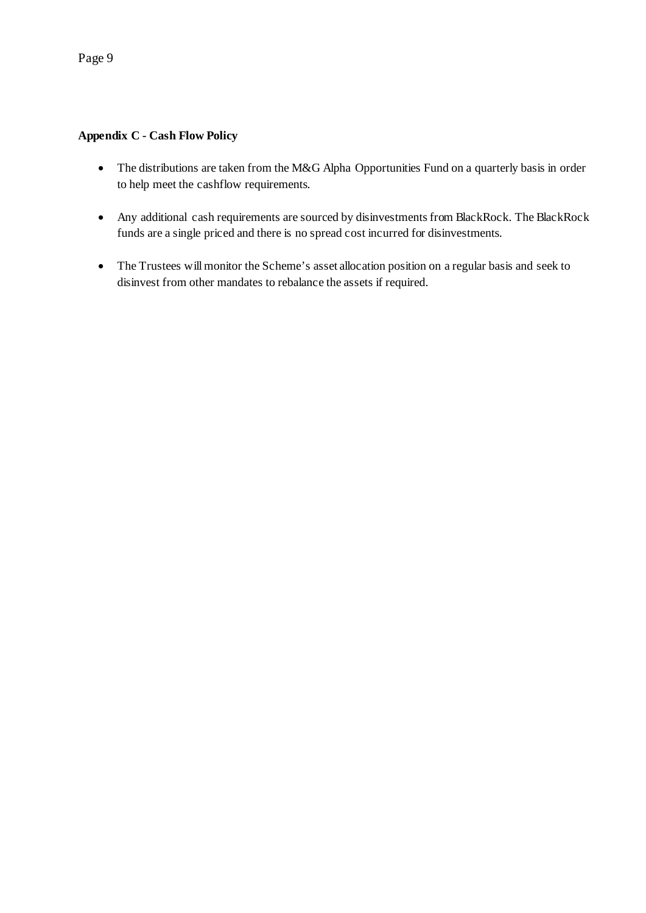**Appendix C - Cash Flow Policy**

- The distributions are taken from the M&G Alpha Opportunities Fund on a quarterly basis in order to help meet the cashflow requirements.

- Any additional cash requirements are sourced by disinvestments from BlackRock. The BlackRock funds are a single priced and there is no spread cost incurred for disinvestments.

- The Trustees will monitor the Scheme's asset allocation position on a regular basis and seek to disinvest from other mandates to rebalance the assets if required.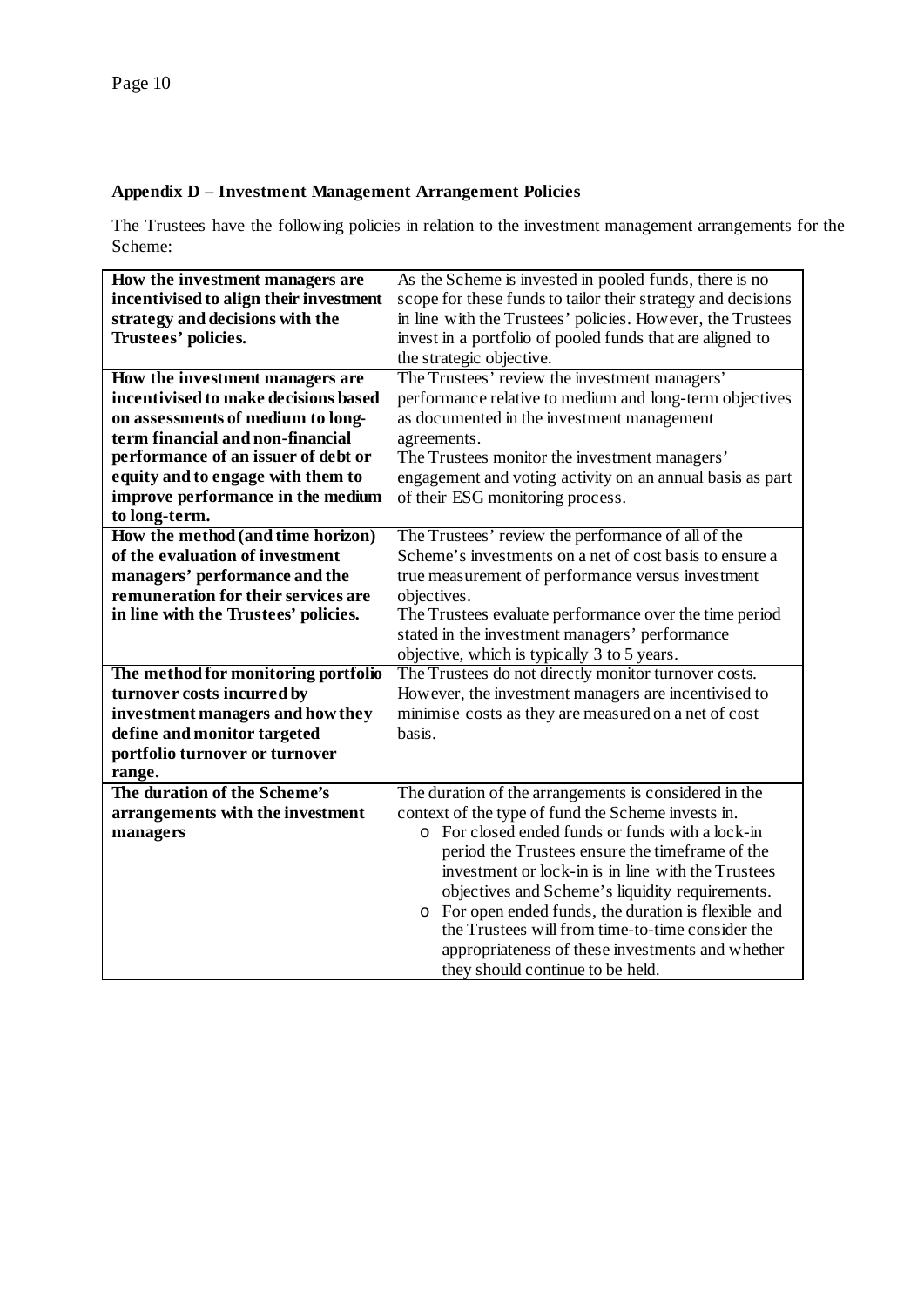## Appendix D – Investment Management Arrangement Policies

The Trustees have the following policies in relation to the investment management arrangements for the Scheme:

| | |
|---|---|
| **How the investment managers are incentivised to align their investment strategy and decisions with the Trustees' policies.** | As the Scheme is invested in pooled funds, there is no scope for these funds to tailor their strategy and decisions in line with the Trustees' policies. However, the Trustees invest in a portfolio of pooled funds that are aligned to the strategic objective. |
| **How the investment managers are incentivised to make decisions based on assessments of medium to long-term financial and non-financial performance of an issuer of debt or equity and to engage with them to improve performance in the medium to long-term.** | The Trustees' review the investment managers' performance relative to medium and long-term objectives as documented in the investment management agreements.<br>The Trustees monitor the investment managers' engagement and voting activity on an annual basis as part of their ESG monitoring process. |
| **How the method (and time horizon) of the evaluation of investment managers' performance and the remuneration for their services are in line with the Trustees' policies.** | The Trustees' review the performance of all of the Scheme's investments on a net of cost basis to ensure a true measurement of performance versus investment objectives.<br>The Trustees evaluate performance over the time period stated in the investment managers' performance objective, which is typically 3 to 5 years. |
| **The method for monitoring portfolio turnover costs incurred by investment managers and how they define and monitor targeted portfolio turnover or turnover range.** | The Trustees do not directly monitor turnover costs. However, the investment managers are incentivised to minimise costs as they are measured on a net of cost basis. |
| **The duration of the Scheme's arrangements with the investment managers** | The duration of the arrangements is considered in the context of the type of fund the Scheme invests in.<br>o For closed ended funds or funds with a lock-in period the Trustees ensure the timeframe of the investment or lock-in is in line with the Trustees objectives and Scheme's liquidity requirements.<br>o For open ended funds, the duration is flexible and the Trustees will from time-to-time consider the appropriateness of these investments and whether they should continue to be held. |